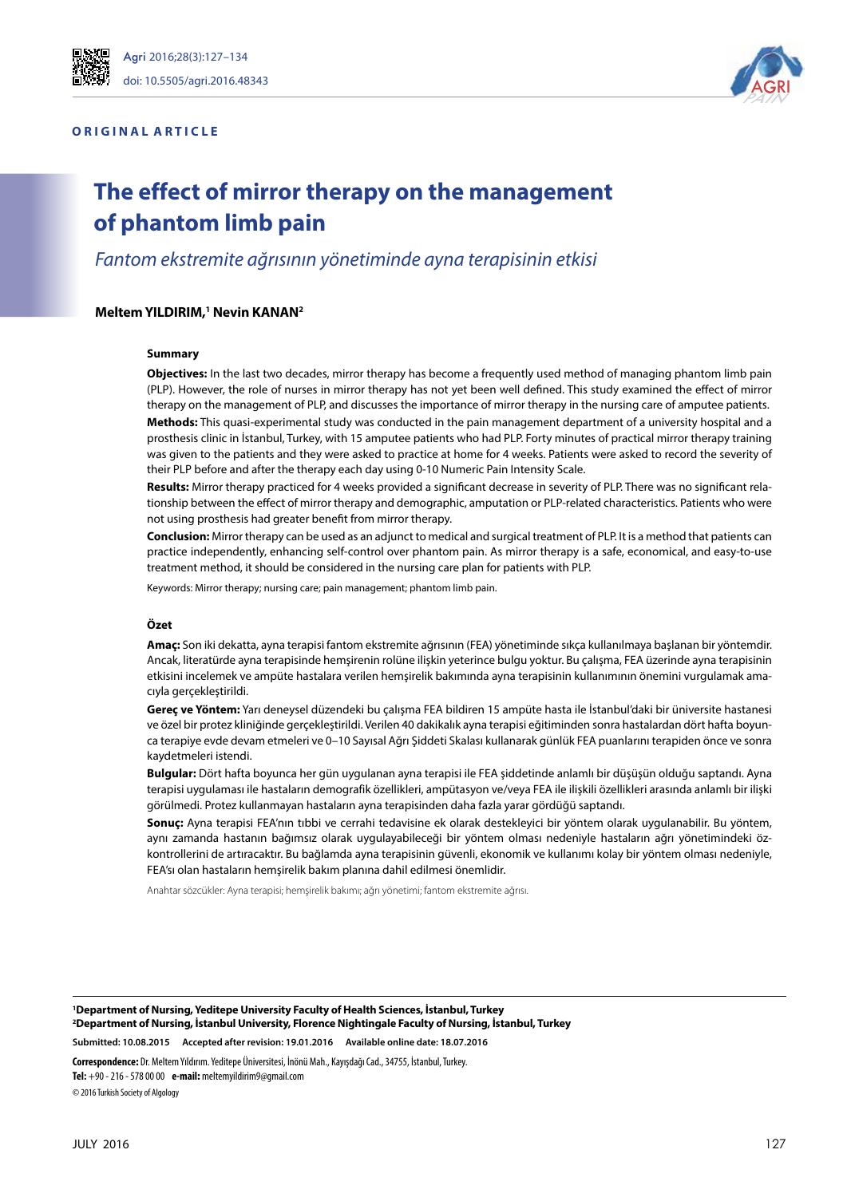ORIGINAL ARTICLE

# The effect of mirror therapy on the management of phantom limb pain

*Fantom ekstremite ağrısının yönetiminde ayna terapisinin etkisi*

**Meltem YILDIRIM,[1] Nevin KANAN[2]**

## Summary

**Objectives:** In the last two decades, mirror therapy has become a frequently used method of managing phantom limb pain (PLP). However, the role of nurses in mirror therapy has not yet been well defined. This study examined the effect of mirror therapy on the management of PLP, and discusses the importance of mirror therapy in the nursing care of amputee patients.

**Methods:** This quasi-experimental study was conducted in the pain management department of a university hospital and a prosthesis clinic in İstanbul, Turkey, with 15 amputee patients who had PLP. Forty minutes of practical mirror therapy training was given to the patients and they were asked to practice at home for 4 weeks. Patients were asked to record the severity of their PLP before and after the therapy each day using 0-10 Numeric Pain Intensity Scale.

**Results:** Mirror therapy practiced for 4 weeks provided a significant decrease in severity of PLP. There was no significant relationship between the effect of mirror therapy and demographic, amputation or PLP-related characteristics. Patients who were not using prosthesis had greater benefit from mirror therapy.

**Conclusion:** Mirror therapy can be used as an adjunct to medical and surgical treatment of PLP. It is a method that patients can practice independently, enhancing self-control over phantom pain. As mirror therapy is a safe, economical, and easy-to-use treatment method, it should be considered in the nursing care plan for patients with PLP.

Keywords: Mirror therapy; nursing care; pain management; phantom limb pain.

## Özet

**Amaç:** Son iki dekatta, ayna terapisi fantom ekstremite ağrısının (FEA) yönetiminde sıkça kullanılmaya başlanan bir yöntemdir. Ancak, literatürde ayna terapisinde hemşirenin rolüne ilişkin yeterince bulgu yoktur. Bu çalışma, FEA üzerinde ayna terapisinin etkisini incelemek ve ampüte hastalara verilen hemşirelik bakımında ayna terapisinin kullanımının önemini vurgulamak amacıyla gerçekleştirildi.

**Gereç ve Yöntem:** Yarı deneysel düzendeki bu çalışma FEA bildiren 15 ampüte hasta ile İstanbul'daki bir üniversite hastanesi ve özel bir protez kliniğinde gerçekleştirildi. Verilen 40 dakikalık ayna terapisi eğitiminden sonra hastalardan dört hafta boyunca terapiye evde devam etmeleri ve 0–10 Sayısal Ağrı Şiddeti Skalası kullanarak günlük FEA puanlarını terapiden önce ve sonra kaydetmeleri istendi.

**Bulgular:** Dört hafta boyunca her gün uygulanan ayna terapisi ile FEA şiddetinde anlamlı bir düşüşün olduğu saptandı. Ayna terapisi uygulaması ile hastaların demografik özellikleri, ampütasyon ve/veya FEA ile ilişkili özellikleri arasında anlamlı bir ilişki görülmedi. Protez kullanmayan hastaların ayna terapisinden daha fazla yarar gördüğü saptandı.

**Sonuç:** Ayna terapisi FEA'nın tıbbi ve cerrahi tedavisine ek olarak destekleyici bir yöntem olarak uygulanabilir. Bu yöntem, aynı zamanda hastanın bağımsız olarak uygulayabileceği bir yöntem olması nedeniyle hastaların ağrı yönetimindeki öz-kontrollerini de artıracaktır. Bu bağlamda ayna terapisinin güvenli, ekonomik ve kullanımı kolay bir yöntem olması nedeniyle, FEA'sı olan hastaların hemşirelik bakım planına dahil edilmesi önemlidir.

Anahtar sözcükler: Ayna terapisi; hemşirelik bakımı; ağrı yönetimi; fantom ekstremite ağrısı.

---

[1]**Department of Nursing, Yeditepe University Faculty of Health Sciences, İstanbul, Turkey**
[2]**Department of Nursing, İstanbul University, Florence Nightingale Faculty of Nursing, İstanbul, Turkey**

**Submitted:** 10.08.2015 **Accepted after revision:** 19.01.2016 **Available online date:** 18.07.2016

**Correspondence:** Dr. Meltem Yıldırım. Yeditepe Üniversitesi, İnönü Mah., Kayışdağı Cad., 34755, İstanbul, Turkey.
**Tel:** +90 - 216 - 578 00 00 **e-mail:** meltemyildirim9@gmail.com
© 2016 Turkish Society of Algology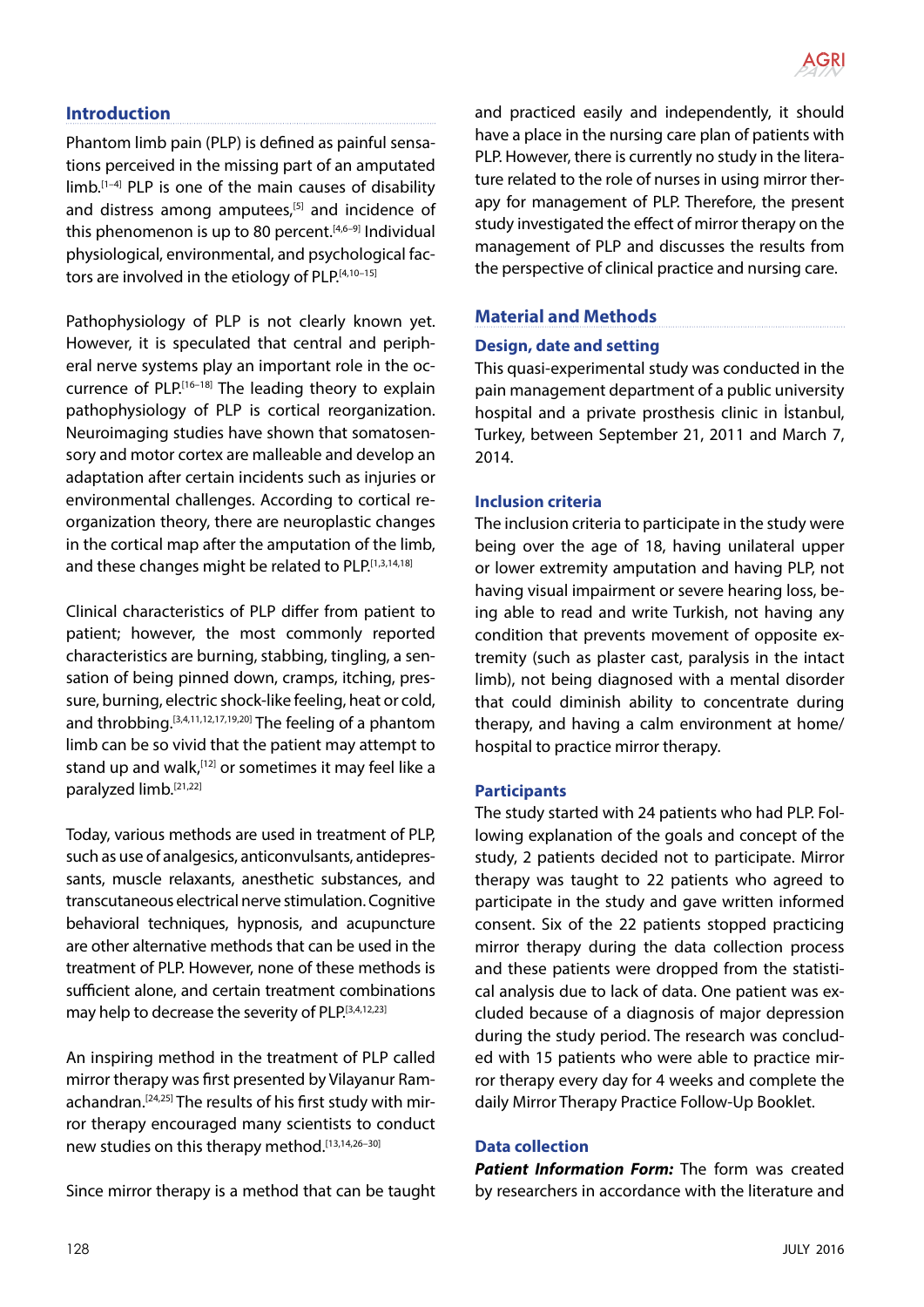## Introduction

Phantom limb pain (PLP) is defined as painful sensations perceived in the missing part of an amputated limb.[1–4] PLP is one of the main causes of disability and distress among amputees,[5] and incidence of this phenomenon is up to 80 percent.[4,6–9] Individual physiological, environmental, and psychological factors are involved in the etiology of PLP.[4,10–15]

Pathophysiology of PLP is not clearly known yet. However, it is speculated that central and peripheral nerve systems play an important role in the occurrence of PLP.[16–18] The leading theory to explain pathophysiology of PLP is cortical reorganization. Neuroimaging studies have shown that somatosensory and motor cortex are malleable and develop an adaptation after certain incidents such as injuries or environmental challenges. According to cortical reorganization theory, there are neuroplastic changes in the cortical map after the amputation of the limb, and these changes might be related to PLP.[1,3,14,18]

Clinical characteristics of PLP differ from patient to patient; however, the most commonly reported characteristics are burning, stabbing, tingling, a sensation of being pinned down, cramps, itching, pressure, burning, electric shock-like feeling, heat or cold, and throbbing.[3,4,11,12,17,19,20] The feeling of a phantom limb can be so vivid that the patient may attempt to stand up and walk,[12] or sometimes it may feel like a paralyzed limb.[21,22]

Today, various methods are used in treatment of PLP, such as use of analgesics, anticonvulsants, antidepressants, muscle relaxants, anesthetic substances, and transcutaneous electrical nerve stimulation. Cognitive behavioral techniques, hypnosis, and acupuncture are other alternative methods that can be used in the treatment of PLP. However, none of these methods is sufficient alone, and certain treatment combinations may help to decrease the severity of PLP.[3,4,12,23]

An inspiring method in the treatment of PLP called mirror therapy was first presented by Vilayanur Ramachandran.[24,25] The results of his first study with mirror therapy encouraged many scientists to conduct new studies on this therapy method.[13,14,26–30]

Since mirror therapy is a method that can be taught and practiced easily and independently, it should have a place in the nursing care plan of patients with PLP. However, there is currently no study in the literature related to the role of nurses in using mirror therapy for management of PLP. Therefore, the present study investigated the effect of mirror therapy on the management of PLP and discusses the results from the perspective of clinical practice and nursing care.

## Material and Methods

### Design, date and setting

This quasi-experimental study was conducted in the pain management department of a public university hospital and a private prosthesis clinic in İstanbul, Turkey, between September 21, 2011 and March 7, 2014.

### Inclusion criteria

The inclusion criteria to participate in the study were being over the age of 18, having unilateral upper or lower extremity amputation and having PLP, not having visual impairment or severe hearing loss, being able to read and write Turkish, not having any condition that prevents movement of opposite extremity (such as plaster cast, paralysis in the intact limb), not being diagnosed with a mental disorder that could diminish ability to concentrate during therapy, and having a calm environment at home/hospital to practice mirror therapy.

### Participants

The study started with 24 patients who had PLP. Following explanation of the goals and concept of the study, 2 patients decided not to participate. Mirror therapy was taught to 22 patients who agreed to participate in the study and gave written informed consent. Six of the 22 patients stopped practicing mirror therapy during the data collection process and these patients were dropped from the statistical analysis due to lack of data. One patient was excluded because of a diagnosis of major depression during the study period. The research was concluded with 15 patients who were able to practice mirror therapy every day for 4 weeks and complete the daily Mirror Therapy Practice Follow-Up Booklet.

### Data collection

***Patient Information Form:*** The form was created by researchers in accordance with the literature and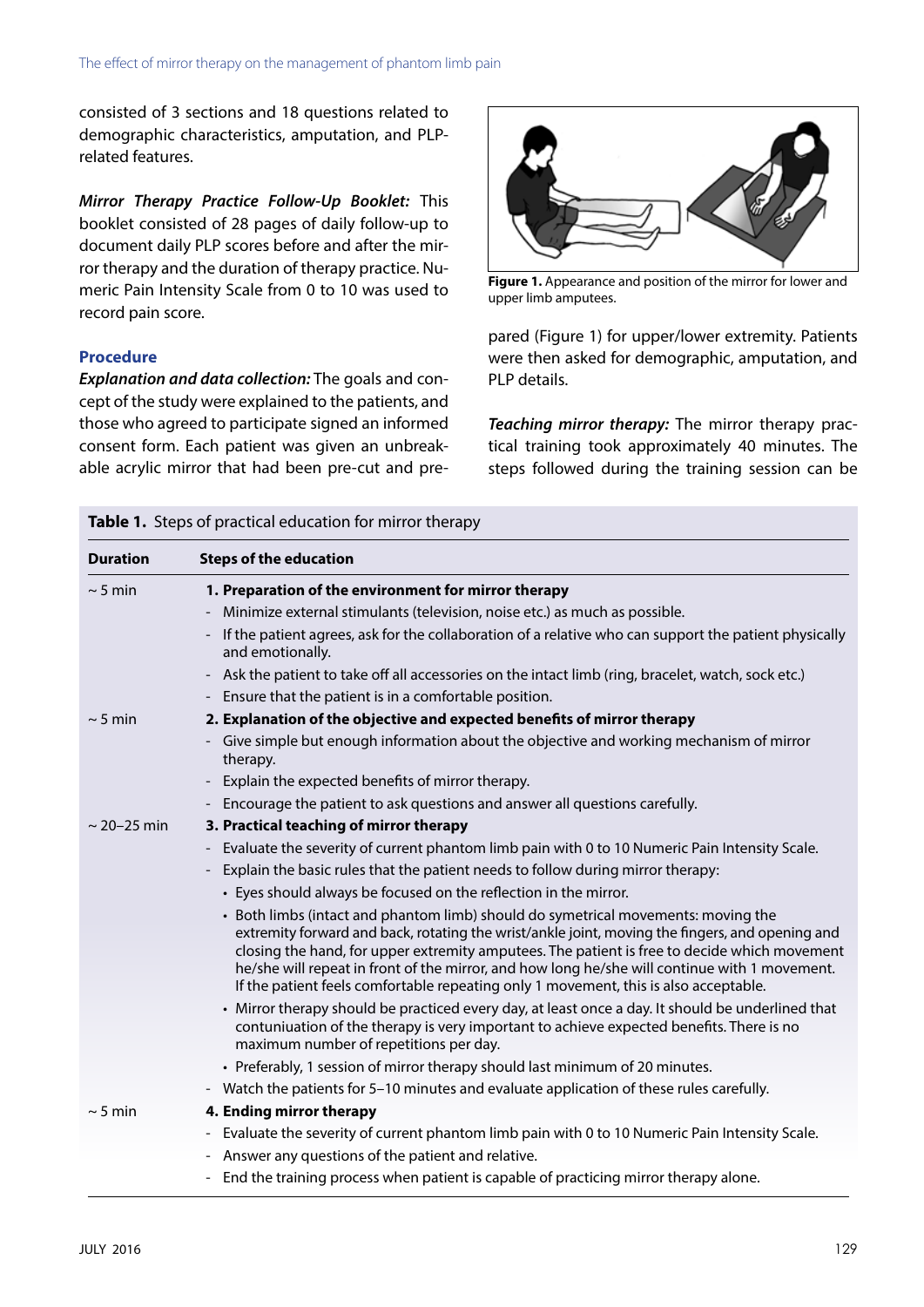consisted of 3 sections and 18 questions related to demographic characteristics, amputation, and PLP-related features.

***Mirror Therapy Practice Follow-Up Booklet:*** This booklet consisted of 28 pages of daily follow-up to document daily PLP scores before and after the mirror therapy and the duration of therapy practice. Numeric Pain Intensity Scale from 0 to 10 was used to record pain score.

### Procedure

***Explanation and data collection:*** The goals and concept of the study were explained to the patients, and those who agreed to participate signed an informed consent form. Each patient was given an unbreakable acrylic mirror that had been pre-cut and prepared (Figure 1) for upper/lower extremity. Patients were then asked for demographic, amputation, and PLP details.

**Figure 1.** Appearance and position of the mirror for lower and upper limb amputees.

***Teaching mirror therapy:*** The mirror therapy practical training took approximately 40 minutes. The steps followed during the training session can be

**Table 1.** Steps of practical education for mirror therapy

| Duration | Steps of the education |
|---|---|
| ~ 5 min | **1. Preparation of the environment for mirror therapy** |
| | - Minimize external stimulants (television, noise etc.) as much as possible. |
| | - If the patient agrees, ask for the collaboration of a relative who can support the patient physically and emotionally. |
| | - Ask the patient to take off all accessories on the intact limb (ring, bracelet, watch, sock etc.) |
| | - Ensure that the patient is in a comfortable position. |
| ~ 5 min | **2. Explanation of the objective and expected benefits of mirror therapy** |
| | - Give simple but enough information about the objective and working mechanism of mirror therapy. |
| | - Explain the expected benefits of mirror therapy. |
| | - Encourage the patient to ask questions and answer all questions carefully. |
| ~ 20–25 min | **3. Practical teaching of mirror therapy** |
| | - Evaluate the severity of current phantom limb pain with 0 to 10 Numeric Pain Intensity Scale. |
| | - Explain the basic rules that the patient needs to follow during mirror therapy: |
| | • Eyes should always be focused on the reflection in the mirror. |
| | • Both limbs (intact and phantom limb) should do symetrical movements: moving the extremity forward and back, rotating the wrist/ankle joint, moving the fingers, and opening and closing the hand, for upper extremity amputees. The patient is free to decide which movement he/she will repeat in front of the mirror, and how long he/she will continue with 1 movement. If the patient feels comfortable repeating only 1 movement, this is also acceptable. |
| | • Mirror therapy should be practiced every day, at least once a day. It should be underlined that contuniuation of the therapy is very important to achieve expected benefits. There is no maximum number of repetitions per day. |
| | • Preferably, 1 session of mirror therapy should last minimum of 20 minutes. |
| | - Watch the patients for 5–10 minutes and evaluate application of these rules carefully. |
| ~ 5 min | **4. Ending mirror therapy** |
| | - Evaluate the severity of current phantom limb pain with 0 to 10 Numeric Pain Intensity Scale. |
| | - Answer any questions of the patient and relative. |
| | - End the training process when patient is capable of practicing mirror therapy alone. |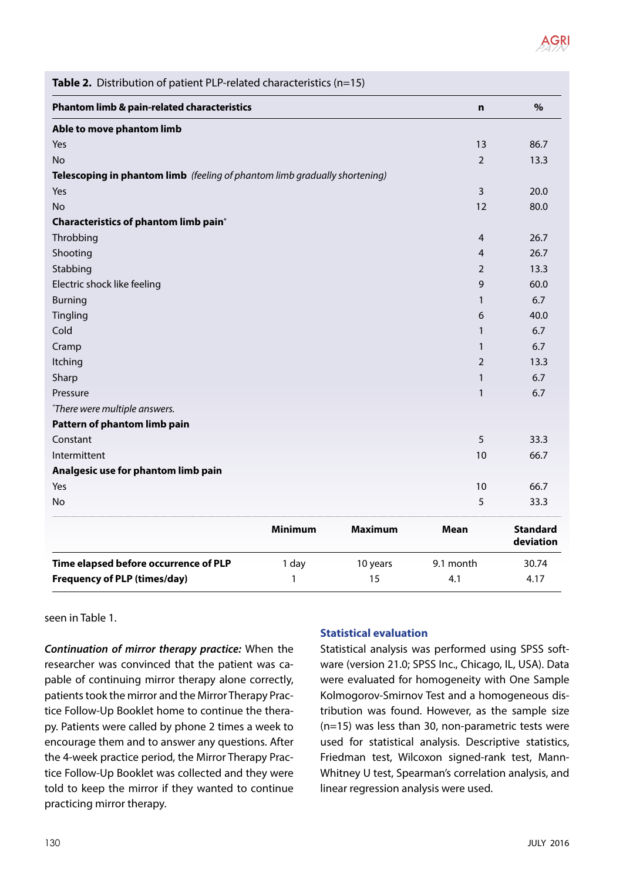**Table 2.** Distribution of patient PLP-related characteristics (n=15)

| Phantom limb & pain-related characteristics | n | % |
|---|---|---|
| **Able to move phantom limb** | | |
| Yes | 13 | 86.7 |
| No | 2 | 13.3 |
| **Telescoping in phantom limb** *(feeling of phantom limb gradually shortening)* | | |
| Yes | 3 | 20.0 |
| No | 12 | 80.0 |
| **Characteristics of phantom limb pain*** | | |
| Throbbing | 4 | 26.7 |
| Shooting | 4 | 26.7 |
| Stabbing | 2 | 13.3 |
| Electric shock like feeling | 9 | 60.0 |
| Burning | 1 | 6.7 |
| Tingling | 6 | 40.0 |
| Cold | 1 | 6.7 |
| Cramp | 1 | 6.7 |
| Itching | 2 | 13.3 |
| Sharp | 1 | 6.7 |
| Pressure | 1 | 6.7 |
| *There were multiple answers.* | | |
| **Pattern of phantom limb pain** | | |
| Constant | 5 | 33.3 |
| Intermittent | 10 | 66.7 |
| **Analgesic use for phantom limb pain** | | |
| Yes | 10 | 66.7 |
| No | 5 | 33.3 |

| | Minimum | Maximum | Mean | Standard deviation |
|---|---|---|---|---|
| **Time elapsed before occurrence of PLP** | 1 day | 10 years | 9.1 month | 30.74 |
| **Frequency of PLP (times/day)** | 1 | 15 | 4.1 | 4.17 |

seen in Table 1.

***Continuation of mirror therapy practice:*** When the researcher was convinced that the patient was capable of continuing mirror therapy alone correctly, patients took the mirror and the Mirror Therapy Practice Follow-Up Booklet home to continue the therapy. Patients were called by phone 2 times a week to encourage them and to answer any questions. After the 4-week practice period, the Mirror Therapy Practice Follow-Up Booklet was collected and they were told to keep the mirror if they wanted to continue practicing mirror therapy.

### Statistical evaluation

Statistical analysis was performed using SPSS software (version 21.0; SPSS Inc., Chicago, IL, USA). Data were evaluated for homogeneity with One Sample Kolmogorov-Smirnov Test and a homogeneous distribution was found. However, as the sample size (n=15) was less than 30, non-parametric tests were used for statistical analysis. Descriptive statistics, Friedman test, Wilcoxon signed-rank test, Mann-Whitney U test, Spearman's correlation analysis, and linear regression analysis were used.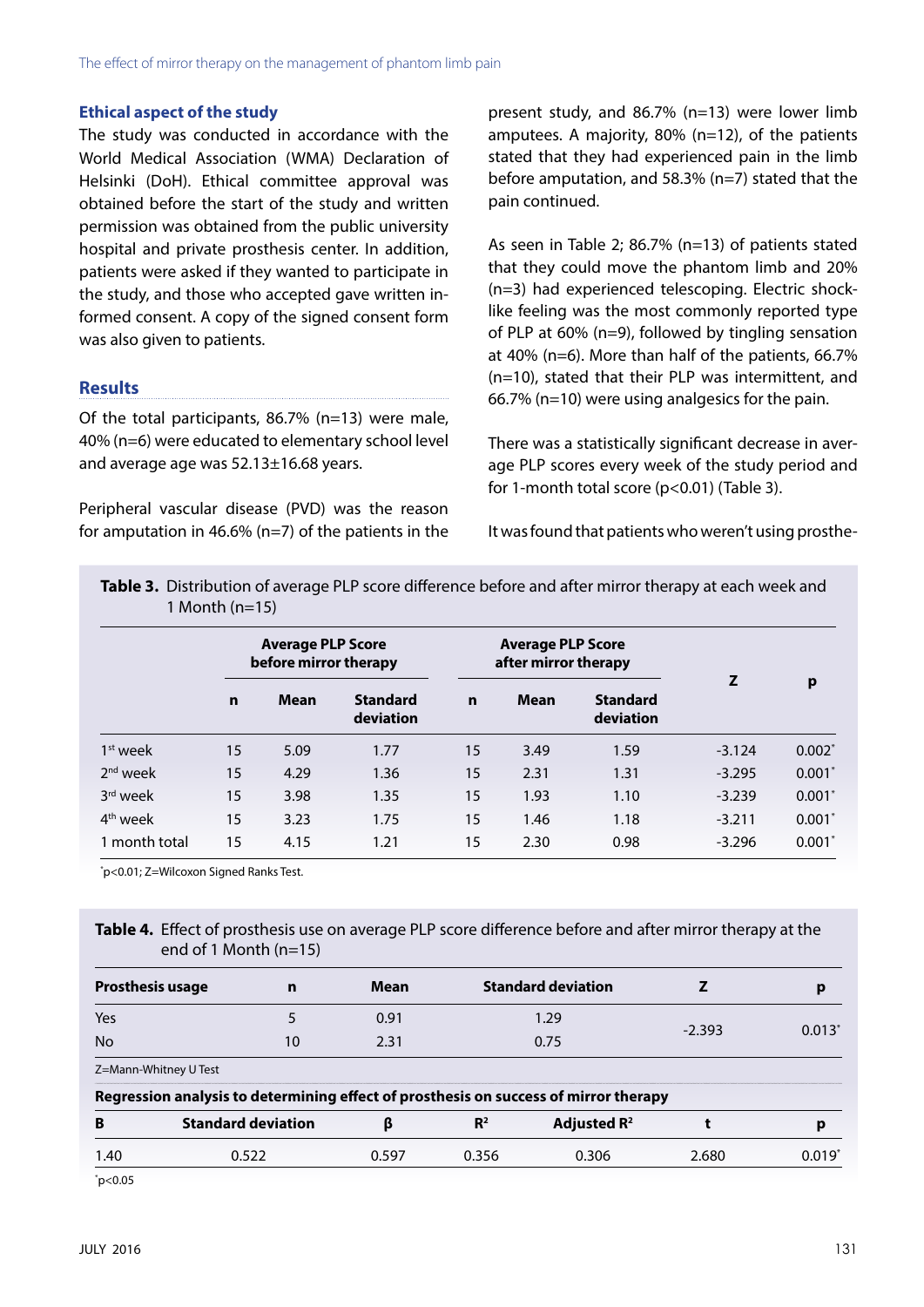### Ethical aspect of the study

The study was conducted in accordance with the World Medical Association (WMA) Declaration of Helsinki (DoH). Ethical committee approval was obtained before the start of the study and written permission was obtained from the public university hospital and private prosthesis center. In addition, patients were asked if they wanted to participate in the study, and those who accepted gave written informed consent. A copy of the signed consent form was also given to patients.

## Results

Of the total participants, 86.7% (n=13) were male, 40% (n=6) were educated to elementary school level and average age was 52.13±16.68 years.

Peripheral vascular disease (PVD) was the reason for amputation in 46.6% (n=7) of the patients in the present study, and 86.7% (n=13) were lower limb amputees. A majority, 80% (n=12), of the patients stated that they had experienced pain in the limb before amputation, and 58.3% (n=7) stated that the pain continued.

As seen in Table 2; 86.7% (n=13) of patients stated that they could move the phantom limb and 20% (n=3) had experienced telescoping. Electric shock-like feeling was the most commonly reported type of PLP at 60% (n=9), followed by tingling sensation at 40% (n=6). More than half of the patients, 66.7% (n=10), stated that their PLP was intermittent, and 66.7% (n=10) were using analgesics for the pain.

There was a statistically significant decrease in average PLP scores every week of the study period and for 1-month total score (p<0.01) (Table 3).

It was found that patients who weren't using prosthe-

**Table 3.** Distribution of average PLP score difference before and after mirror therapy at each week and 1 Month (n=15)

| | Average PLP Score before mirror therapy | | | Average PLP Score after mirror therapy | | | Z | p |
|---|---|---|---|---|---|---|---|---|
| | n | Mean | Standard deviation | n | Mean | Standard deviation | | |
| 1st week | 15 | 5.09 | 1.77 | 15 | 3.49 | 1.59 | -3.124 | 0.002* |
| 2nd week | 15 | 4.29 | 1.36 | 15 | 2.31 | 1.31 | -3.295 | 0.001* |
| 3rd week | 15 | 3.98 | 1.35 | 15 | 1.93 | 1.10 | -3.239 | 0.001* |
| 4th week | 15 | 3.23 | 1.75 | 15 | 1.46 | 1.18 | -3.211 | 0.001* |
| 1 month total | 15 | 4.15 | 1.21 | 15 | 2.30 | 0.98 | -3.296 | 0.001* |

*p<0.01; Z=Wilcoxon Signed Ranks Test.

**Table 4.** Effect of prosthesis use on average PLP score difference before and after mirror therapy at the end of 1 Month (n=15)

| Prosthesis usage | n | Mean | Standard deviation | Z | p |
|---|---|---|---|---|---|
| Yes | 5 | 0.91 | 1.29 | -2.393 | 0.013* |
| No | 10 | 2.31 | 0.75 | | |

Z=Mann-Whitney U Test

**Regression analysis to determining effect of prosthesis on success of mirror therapy**

| B | Standard deviation | β | $R^2$ | Adjusted $R^2$ | t | p |
|---|---|---|---|---|---|---|
| 1.40 | 0.522 | 0.597 | 0.356 | 0.306 | 2.680 | 0.019* |

*p<0.05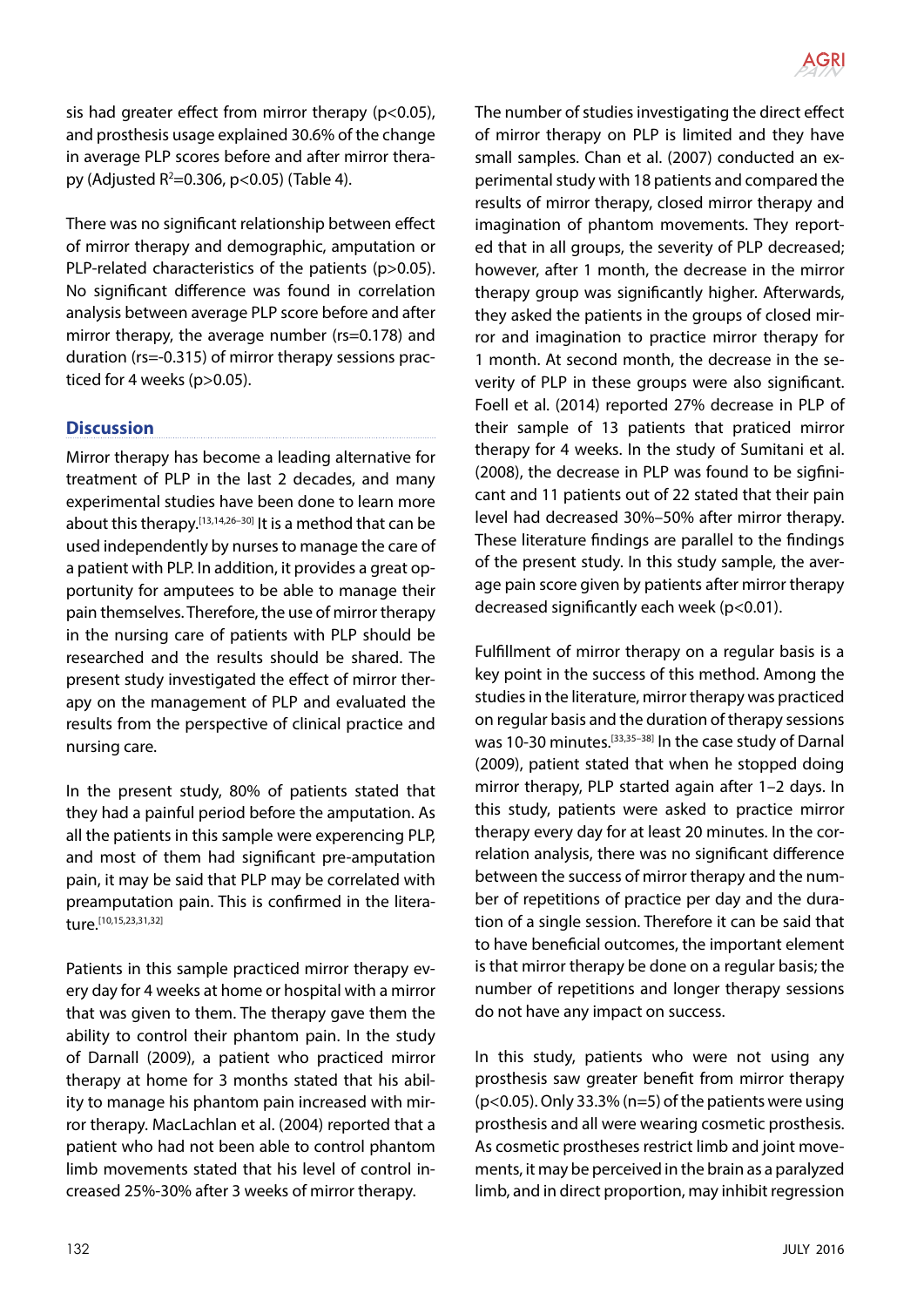sis had greater effect from mirror therapy ($p<0.05$), and prosthesis usage explained 30.6% of the change in average PLP scores before and after mirror therapy (Adjusted $R^2=0.306$, $p<0.05$) (Table 4).

There was no significant relationship between effect of mirror therapy and demographic, amputation or PLP-related characteristics of the patients ($p>0.05$). No significant difference was found in correlation analysis between average PLP score before and after mirror therapy, the average number ($rs=0.178$) and duration ($rs=-0.315$) of mirror therapy sessions practiced for 4 weeks ($p>0.05$).

## Discussion

Mirror therapy has become a leading alternative for treatment of PLP in the last 2 decades, and many experimental studies have been done to learn more about this therapy.[13,14,26–30] It is a method that can be used independently by nurses to manage the care of a patient with PLP. In addition, it provides a great opportunity for amputees to be able to manage their pain themselves. Therefore, the use of mirror therapy in the nursing care of patients with PLP should be researched and the results should be shared. The present study investigated the effect of mirror therapy on the management of PLP and evaluated the results from the perspective of clinical practice and nursing care.

In the present study, 80% of patients stated that they had a painful period before the amputation. As all the patients in this sample were experencing PLP, and most of them had significant pre-amputation pain, it may be said that PLP may be correlated with preamputation pain. This is confirmed in the literature.[10,15,23,31,32]

Patients in this sample practiced mirror therapy every day for 4 weeks at home or hospital with a mirror that was given to them. The therapy gave them the ability to control their phantom pain. In the study of Darnall (2009), a patient who practiced mirror therapy at home for 3 months stated that his ability to manage his phantom pain increased with mirror therapy. MacLachlan et al. (2004) reported that a patient who had not been able to control phantom limb movements stated that his level of control increased 25%-30% after 3 weeks of mirror therapy.

The number of studies investigating the direct effect of mirror therapy on PLP is limited and they have small samples. Chan et al. (2007) conducted an experimental study with 18 patients and compared the results of mirror therapy, closed mirror therapy and imagination of phantom movements. They reported that in all groups, the severity of PLP decreased; however, after 1 month, the decrease in the mirror therapy group was significantly higher. Afterwards, they asked the patients in the groups of closed mirror and imagination to practice mirror therapy for 1 month. At second month, the decrease in the severity of PLP in these groups were also significant. Foell et al. (2014) reported 27% decrease in PLP of their sample of 13 patients that praticed mirror therapy for 4 weeks. In the study of Sumitani et al. (2008), the decrease in PLP was found to be sgifnicant and 11 patients out of 22 stated that their pain level had decreased 30%–50% after mirror therapy. These literature findings are parallel to the findings of the present study. In this study sample, the average pain score given by patients after mirror therapy decreased significantly each week ($p<0.01$).

Fulfillment of mirror therapy on a regular basis is a key point in the success of this method. Among the studies in the literature, mirror therapy was practiced on regular basis and the duration of therapy sessions was 10-30 minutes.[33,35–38] In the case study of Darnal (2009), patient stated that when he stopped doing mirror therapy, PLP started again after 1–2 days. In this study, patients were asked to practice mirror therapy every day for at least 20 minutes. In the correlation analysis, there was no significant difference between the success of mirror therapy and the number of repetitions of practice per day and the duration of a single session. Therefore it can be said that to have beneficial outcomes, the important element is that mirror therapy be done on a regular basis; the number of repetitions and longer therapy sessions do not have any impact on success.

In this study, patients who were not using any prosthesis saw greater benefit from mirror therapy ($p<0.05$). Only 33.3% (n=5) of the patients were using prosthesis and all were wearing cosmetic prosthesis. As cosmetic prostheses restrict limb and joint movements, it may be perceived in the brain as a paralyzed limb, and in direct proportion, may inhibit regression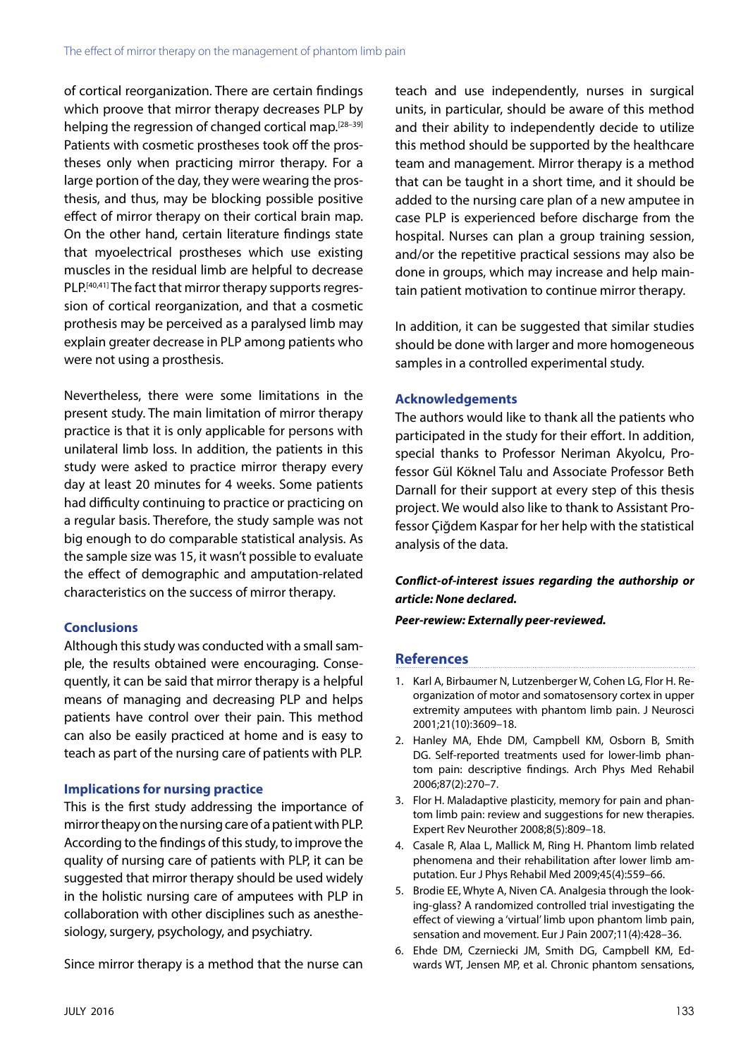of cortical reorganization. There are certain findings which proove that mirror therapy decreases PLP by helping the regression of changed cortical map.[28–39] Patients with cosmetic prostheses took off the prostheses only when practicing mirror therapy. For a large portion of the day, they were wearing the prosthesis, and thus, may be blocking possible positive effect of mirror therapy on their cortical brain map. On the other hand, certain literature findings state that myoelectrical prostheses which use existing muscles in the residual limb are helpful to decrease PLP.[40,41] The fact that mirror therapy supports regression of cortical reorganization, and that a cosmetic prothesis may be perceived as a paralysed limb may explain greater decrease in PLP among patients who were not using a prosthesis.

Nevertheless, there were some limitations in the present study. The main limitation of mirror therapy practice is that it is only applicable for persons with unilateral limb loss. In addition, the patients in this study were asked to practice mirror therapy every day at least 20 minutes for 4 weeks. Some patients had difficulty continuing to practice or practicing on a regular basis. Therefore, the study sample was not big enough to do comparable statistical analysis. As the sample size was 15, it wasn't possible to evaluate the effect of demographic and amputation-related characteristics on the success of mirror therapy.

## Conclusions

Although this study was conducted with a small sample, the results obtained were encouraging. Consequently, it can be said that mirror therapy is a helpful means of managing and decreasing PLP and helps patients have control over their pain. This method can also be easily practiced at home and is easy to teach as part of the nursing care of patients with PLP.

## Implications for nursing practice

This is the first study addressing the importance of mirror theapy on the nursing care of a patient with PLP. According to the findings of this study, to improve the quality of nursing care of patients with PLP, it can be suggested that mirror therapy should be used widely in the holistic nursing care of amputees with PLP in collaboration with other disciplines such as anesthesiology, surgery, psychology, and psychiatry.

Since mirror therapy is a method that the nurse can teach and use independently, nurses in surgical units, in particular, should be aware of this method and their ability to independently decide to utilize this method should be supported by the healthcare team and management. Mirror therapy is a method that can be taught in a short time, and it should be added to the nursing care plan of a new amputee in case PLP is experienced before discharge from the hospital. Nurses can plan a group training session, and/or the repetitive practical sessions may also be done in groups, which may increase and help maintain patient motivation to continue mirror therapy.

In addition, it can be suggested that similar studies should be done with larger and more homogeneous samples in a controlled experimental study.

## Acknowledgements

The authors would like to thank all the patients who participated in the study for their effort. In addition, special thanks to Professor Neriman Akyolcu, Professor Gül Köknel Talu and Associate Professor Beth Darnall for their support at every step of this thesis project. We would also like to thank to Assistant Professor Çiğdem Kaspar for her help with the statistical analysis of the data.

***Conflict-of-interest issues regarding the authorship or article: None declared.***

***Peer-rewiew: Externally peer-reviewed.***

## References

1. Karl A, Birbaumer N, Lutzenberger W, Cohen LG, Flor H. Reorganization of motor and somatosensory cortex in upper extremity amputees with phantom limb pain. J Neurosci 2001;21(10):3609–18.
2. Hanley MA, Ehde DM, Campbell KM, Osborn B, Smith DG. Self-reported treatments used for lower-limb phantom pain: descriptive findings. Arch Phys Med Rehabil 2006;87(2):270–7.
3. Flor H. Maladaptive plasticity, memory for pain and phantom limb pain: review and suggestions for new therapies. Expert Rev Neurother 2008;8(5):809–18.
4. Casale R, Alaa L, Mallick M, Ring H. Phantom limb related phenomena and their rehabilitation after lower limb amputation. Eur J Phys Rehabil Med 2009;45(4):559–66.
5. Brodie EE, Whyte A, Niven CA. Analgesia through the looking-glass? A randomized controlled trial investigating the effect of viewing a 'virtual' limb upon phantom limb pain, sensation and movement. Eur J Pain 2007;11(4):428–36.
6. Ehde DM, Czerniecki JM, Smith DG, Campbell KM, Edwards WT, Jensen MP, et al. Chronic phantom sensations,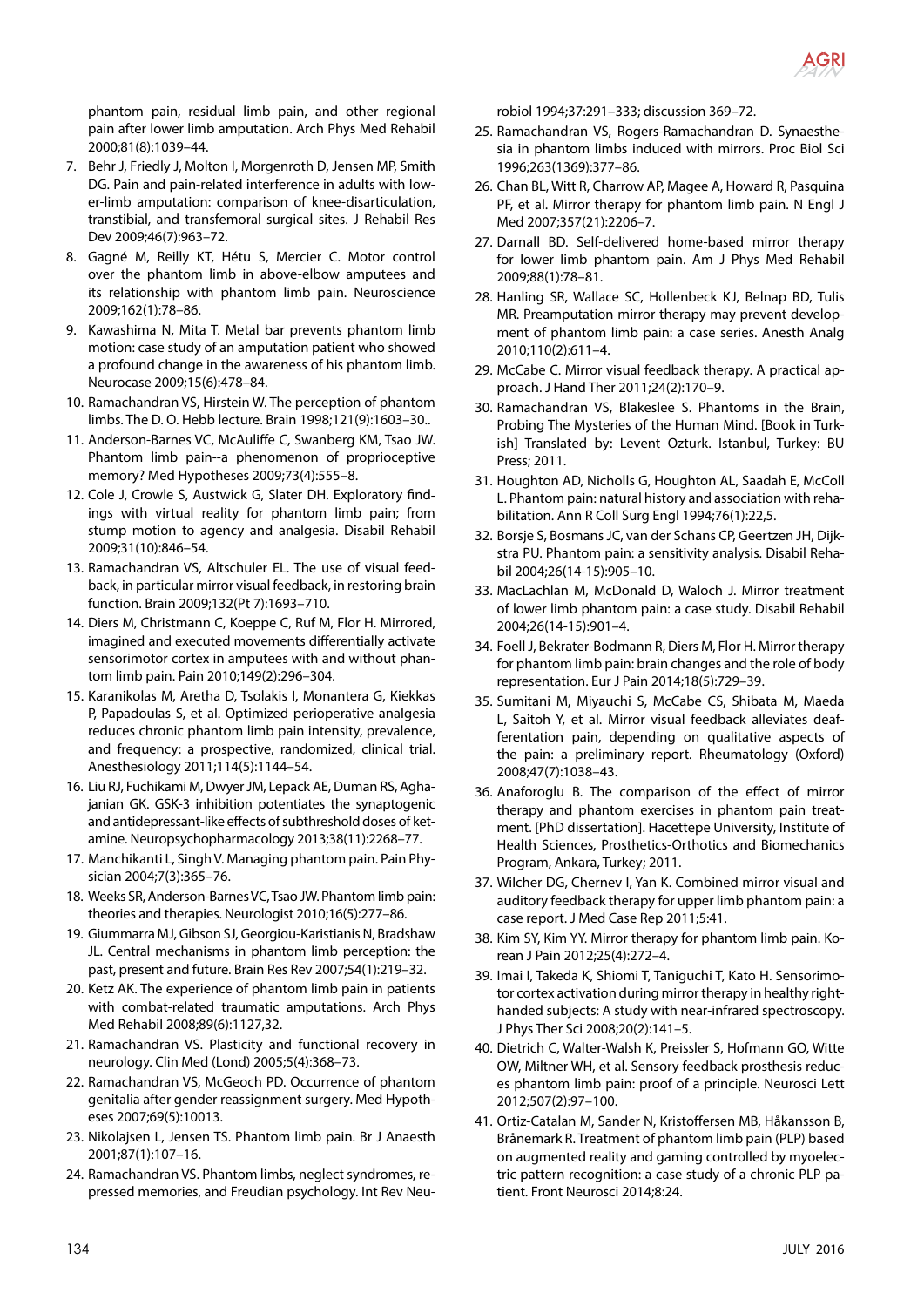phantom pain, residual limb pain, and other regional pain after lower limb amputation. Arch Phys Med Rehabil 2000;81(8):1039–44.

7. Behr J, Friedly J, Molton I, Morgenroth D, Jensen MP, Smith DG. Pain and pain-related interference in adults with lower-limb amputation: comparison of knee-disarticulation, transtibial, and transfemoral surgical sites. J Rehabil Res Dev 2009;46(7):963–72.
8. Gagné M, Reilly KT, Hétu S, Mercier C. Motor control over the phantom limb in above-elbow amputees and its relationship with phantom limb pain. Neuroscience 2009;162(1):78–86.
9. Kawashima N, Mita T. Metal bar prevents phantom limb motion: case study of an amputation patient who showed a profound change in the awareness of his phantom limb. Neurocase 2009;15(6):478–84.
10. Ramachandran VS, Hirstein W. The perception of phantom limbs. The D. O. Hebb lecture. Brain 1998;121(9):1603–30..
11. Anderson-Barnes VC, McAuliffe C, Swanberg KM, Tsao JW. Phantom limb pain--a phenomenon of proprioceptive memory? Med Hypotheses 2009;73(4):555–8.
12. Cole J, Crowle S, Austwick G, Slater DH. Exploratory findings with virtual reality for phantom limb pain; from stump motion to agency and analgesia. Disabil Rehabil 2009;31(10):846–54.
13. Ramachandran VS, Altschuler EL. The use of visual feedback, in particular mirror visual feedback, in restoring brain function. Brain 2009;132(Pt 7):1693–710.
14. Diers M, Christmann C, Koeppe C, Ruf M, Flor H. Mirrored, imagined and executed movements differentially activate sensorimotor cortex in amputees with and without phantom limb pain. Pain 2010;149(2):296–304.
15. Karanikolas M, Aretha D, Tsolakis I, Monantera G, Kiekkas P, Papadoulas S, et al. Optimized perioperative analgesia reduces chronic phantom limb pain intensity, prevalence, and frequency: a prospective, randomized, clinical trial. Anesthesiology 2011;114(5):1144–54.
16. Liu RJ, Fuchikami M, Dwyer JM, Lepack AE, Duman RS, Aghajanian GK. GSK-3 inhibition potentiates the synaptogenic and antidepressant-like effects of subthreshold doses of ketamine. Neuropsychopharmacology 2013;38(11):2268–77.
17. Manchikanti L, Singh V. Managing phantom pain. Pain Physician 2004;7(3):365–76.
18. Weeks SR, Anderson-Barnes VC, Tsao JW. Phantom limb pain: theories and therapies. Neurologist 2010;16(5):277–86.
19. Giummarra MJ, Gibson SJ, Georgiou-Karistianis N, Bradshaw JL. Central mechanisms in phantom limb perception: the past, present and future. Brain Res Rev 2007;54(1):219–32.
20. Ketz AK. The experience of phantom limb pain in patients with combat-related traumatic amputations. Arch Phys Med Rehabil 2008;89(6):1127,32.
21. Ramachandran VS. Plasticity and functional recovery in neurology. Clin Med (Lond) 2005;5(4):368–73.
22. Ramachandran VS, McGeoch PD. Occurrence of phantom genitalia after gender reassignment surgery. Med Hypotheses 2007;69(5):10013.
23. Nikolajsen L, Jensen TS. Phantom limb pain. Br J Anaesth 2001;87(1):107–16.
24. Ramachandran VS. Phantom limbs, neglect syndromes, repressed memories, and Freudian psychology. Int Rev Neurobiol 1994;37:291–333; discussion 369–72.
25. Ramachandran VS, Rogers-Ramachandran D. Synaesthesia in phantom limbs induced with mirrors. Proc Biol Sci 1996;263(1369):377–86.
26. Chan BL, Witt R, Charrow AP, Magee A, Howard R, Pasquina PF, et al. Mirror therapy for phantom limb pain. N Engl J Med 2007;357(21):2206–7.
27. Darnall BD. Self-delivered home-based mirror therapy for lower limb phantom pain. Am J Phys Med Rehabil 2009;88(1):78–81.
28. Hanling SR, Wallace SC, Hollenbeck KJ, Belnap BD, Tulis MR. Preamputation mirror therapy may prevent development of phantom limb pain: a case series. Anesth Analg 2010;110(2):611–4.
29. McCabe C. Mirror visual feedback therapy. A practical approach. J Hand Ther 2011;24(2):170–9.
30. Ramachandran VS, Blakeslee S. Phantoms in the Brain, Probing The Mysteries of the Human Mind. [Book in Turkish] Translated by: Levent Ozturk. Istanbul, Turkey: BU Press; 2011.
31. Houghton AD, Nicholls G, Houghton AL, Saadah E, McColl L. Phantom pain: natural history and association with rehabilitation. Ann R Coll Surg Engl 1994;76(1):22,5.
32. Borsje S, Bosmans JC, van der Schans CP, Geertzen JH, Dijkstra PU. Phantom pain: a sensitivity analysis. Disabil Rehabil 2004;26(14-15):905–10.
33. MacLachlan M, McDonald D, Waloch J. Mirror treatment of lower limb phantom pain: a case study. Disabil Rehabil 2004;26(14-15):901–4.
34. Foell J, Bekrater-Bodmann R, Diers M, Flor H. Mirror therapy for phantom limb pain: brain changes and the role of body representation. Eur J Pain 2014;18(5):729–39.
35. Sumitani M, Miyauchi S, McCabe CS, Shibata M, Maeda L, Saitoh Y, et al. Mirror visual feedback alleviates deafferentation pain, depending on qualitative aspects of the pain: a preliminary report. Rheumatology (Oxford) 2008;47(7):1038–43.
36. Anaforoglu B. The comparison of the effect of mirror therapy and phantom exercises in phantom pain treatment. [PhD dissertation]. Hacettepe University, Institute of Health Sciences, Prosthetics-Orthotics and Biomechanics Program, Ankara, Turkey; 2011.
37. Wilcher DG, Chernev I, Yan K. Combined mirror visual and auditory feedback therapy for upper limb phantom pain: a case report. J Med Case Rep 2011;5:41.
38. Kim SY, Kim YY. Mirror therapy for phantom limb pain. Korean J Pain 2012;25(4):272–4.
39. Imai I, Takeda K, Shiomi T, Taniguchi T, Kato H. Sensorimotor cortex activation during mirror therapy in healthy right-handed subjects: A study with near-infrared spectroscopy. J Phys Ther Sci 2008;20(2):141–5.
40. Dietrich C, Walter-Walsh K, Preissler S, Hofmann GO, Witte OW, Miltner WH, et al. Sensory feedback prosthesis reduces phantom limb pain: proof of a principle. Neurosci Lett 2012;507(2):97–100.
41. Ortiz-Catalan M, Sander N, Kristoffersen MB, Håkansson B, Brånemark R. Treatment of phantom limb pain (PLP) based on augmented reality and gaming controlled by myoelectric pattern recognition: a case study of a chronic PLP patient. Front Neurosci 2014;8:24.